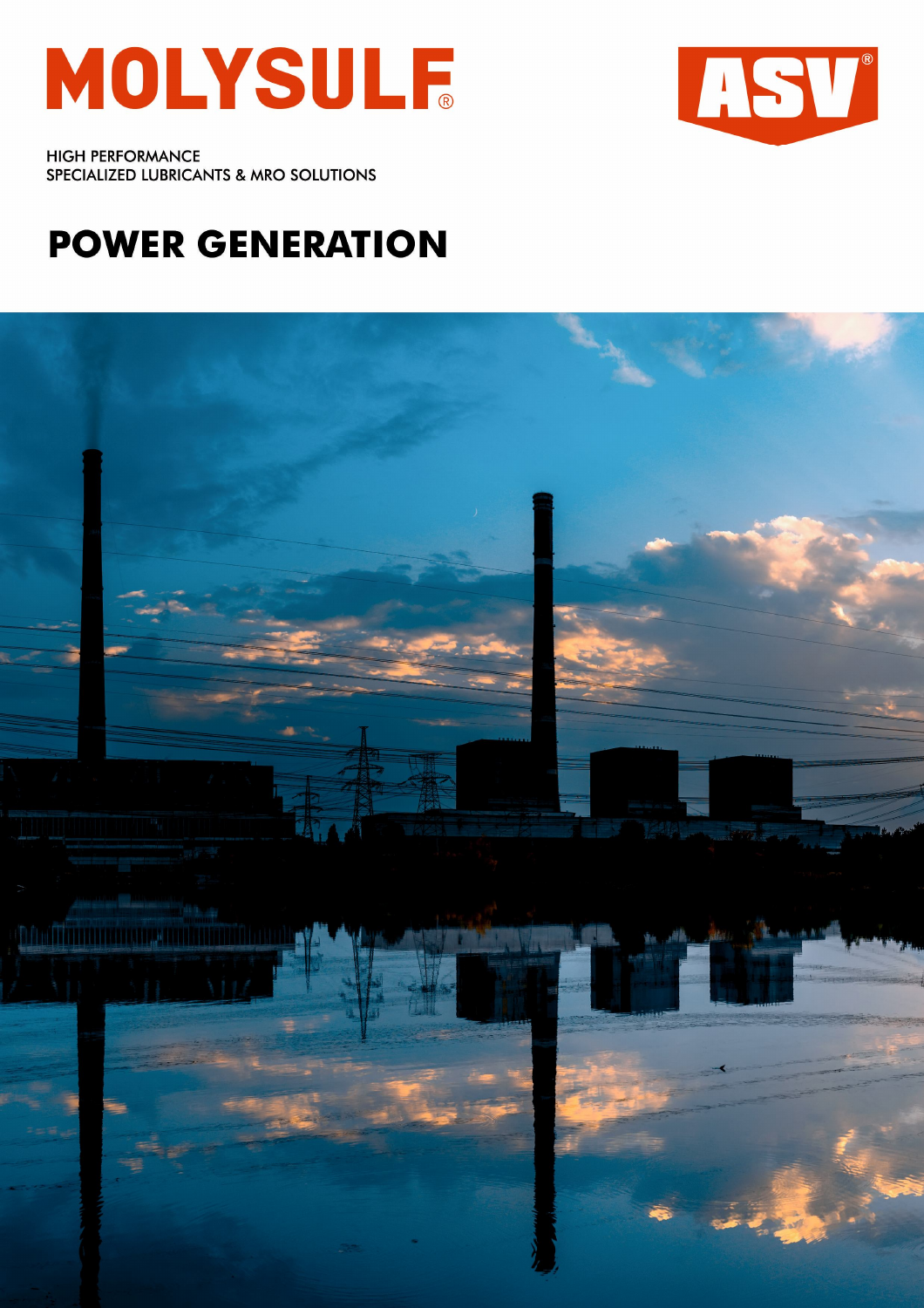# MOLYSULF®

ASV®

HIGH PERFORMANCE
SPECIALIZED LUBRICANTS & MRO SOLUTIONS

## POWER GENERATION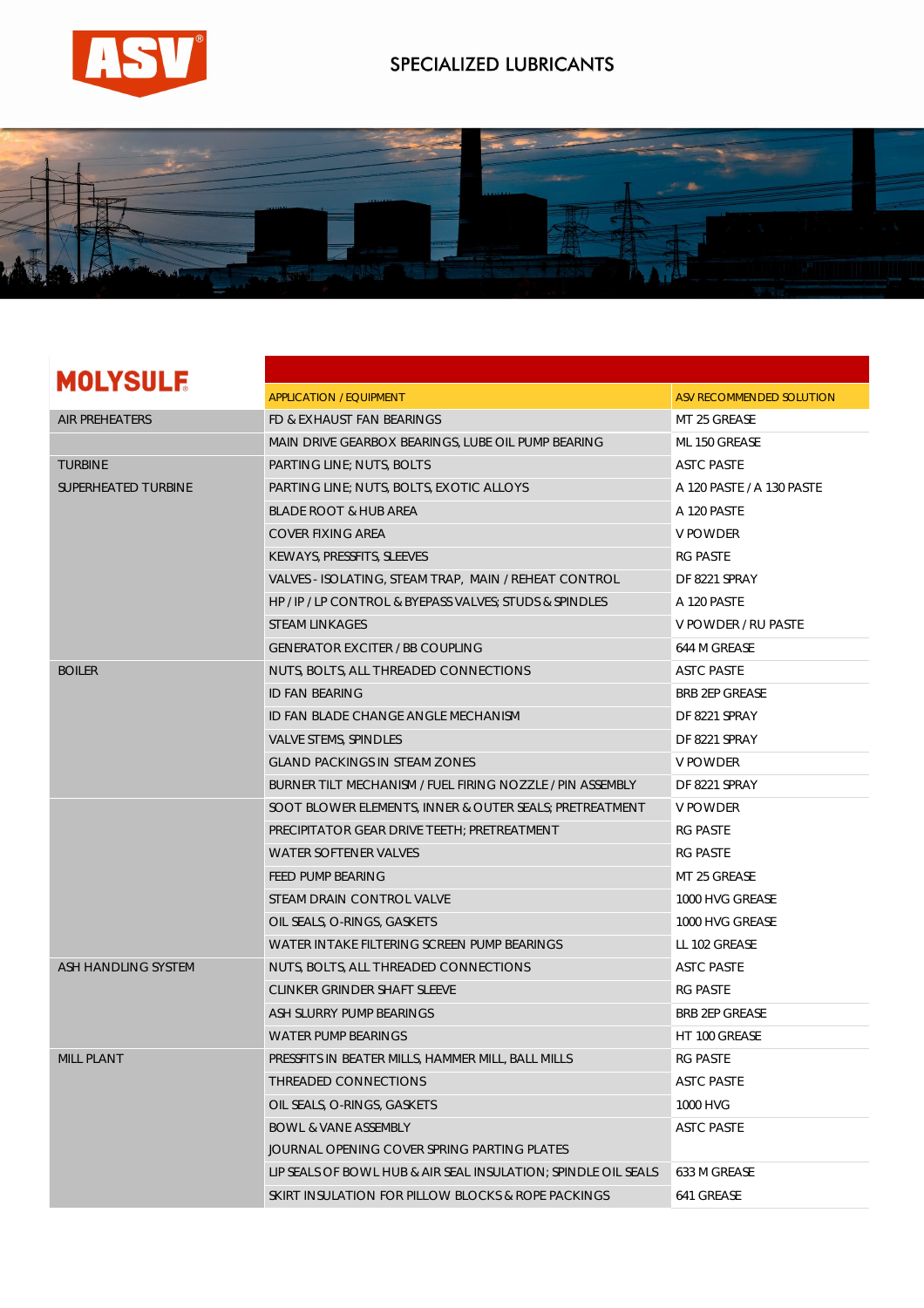# SPECIALIZED LUBRICANTS

## MOLYSULF

| | APPLICATION / EQUIPMENT | ASV RECOMMENDED SOLUTION |
|---|---|---|
| AIR PREHEATERS | FD & EXHAUST FAN BEARINGS | MT 25 GREASE |
| | MAIN DRIVE GEARBOX BEARINGS, LUBE OIL PUMP BEARING | ML 150 GREASE |
| TURBINE | PARTING LINE; NUTS, BOLTS | ASTC PASTE |
| SUPERHEATED TURBINE | PARTING LINE; NUTS, BOLTS, EXOTIC ALLOYS | A 120 PASTE / A 130 PASTE |
| | BLADE ROOT & HUB AREA | A 120 PASTE |
| | COVER FIXING AREA | V POWDER |
| | KEWAYS, PRESSFITS, SLEEVES | RG PASTE |
| | VALVES - ISOLATING, STEAM TRAP, MAIN / REHEAT CONTROL | DF 8221 SPRAY |
| | HP / IP / LP CONTROL & BYEPASS VALVES; STUDS & SPINDLES | A 120 PASTE |
| | STEAM LINKAGES | V POWDER / RU PASTE |
| | GENERATOR EXCITER / BB COUPLING | 644 M GREASE |
| BOILER | NUTS, BOLTS, ALL THREADED CONNECTIONS | ASTC PASTE |
| | ID FAN BEARING | BRB 2EP GREASE |
| | ID FAN BLADE CHANGE ANGLE MECHANISM | DF 8221 SPRAY |
| | VALVE STEMS, SPINDLES | DF 8221 SPRAY |
| | GLAND PACKINGS IN STEAM ZONES | V POWDER |
| | BURNER TILT MECHANISM / FUEL FIRING NOZZLE / PIN ASSEMBLY | DF 8221 SPRAY |
| | SOOT BLOWER ELEMENTS, INNER & OUTER SEALS; PRETREATMENT | V POWDER |
| | PRECIPITATOR GEAR DRIVE TEETH; PRETREATMENT | RG PASTE |
| | WATER SOFTENER VALVES | RG PASTE |
| | FEED PUMP BEARING | MT 25 GREASE |
| | STEAM DRAIN CONTROL VALVE | 1000 HVG GREASE |
| | OIL SEALS, O-RINGS, GASKETS | 1000 HVG GREASE |
| | WATER INTAKE FILTERING SCREEN PUMP BEARINGS | LL 102 GREASE |
| ASH HANDLING SYSTEM | NUTS, BOLTS, ALL THREADED CONNECTIONS | ASTC PASTE |
| | CLINKER GRINDER SHAFT SLEEVE | RG PASTE |
| | ASH SLURRY PUMP BEARINGS | BRB 2EP GREASE |
| | WATER PUMP BEARINGS | HT 100 GREASE |
| MILL PLANT | PRESSFITS IN BEATER MILLS, HAMMER MILL, BALL MILLS | RG PASTE |
| | THREADED CONNECTIONS | ASTC PASTE |
| | OIL SEALS, O-RINGS, GASKETS | 1000 HVG |
| | BOWL & VANE ASSEMBLY<br>JOURNAL OPENING COVER SPRING PARTING PLATES | ASTC PASTE |
| | LIP SEALS OF BOWL HUB & AIR SEAL INSULATION; SPINDLE OIL SEALS | 633 M GREASE |
| | SKIRT INSULATION FOR PILLOW BLOCKS & ROPE PACKINGS | 641 GREASE |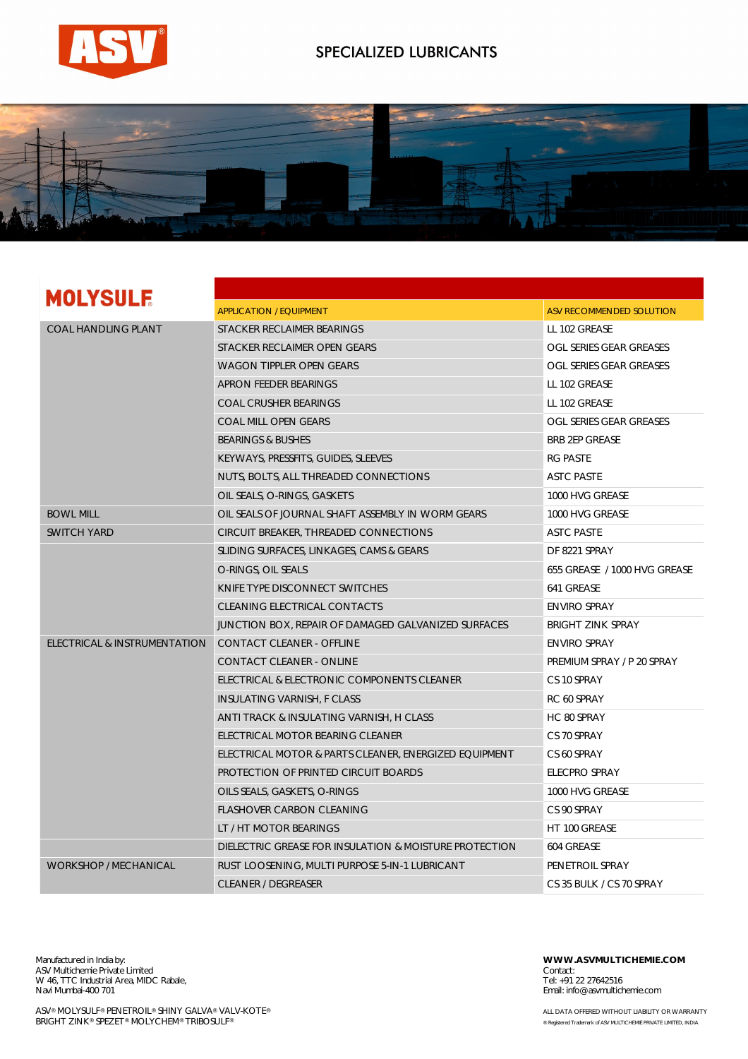# ASV

## SPECIALIZED LUBRICANTS

**MOLYSULF**

| | APPLICATION / EQUIPMENT | ASV RECOMMENDED SOLUTION |
|---|---|---|
| COAL HANDLING PLANT | STACKER RECLAIMER BEARINGS | LL 102 GREASE |
| | STACKER RECLAIMER OPEN GEARS | OGL SERIES GEAR GREASES |
| | WAGON TIPPLER OPEN GEARS | OGL SERIES GEAR GREASES |
| | APRON FEEDER BEARINGS | LL 102 GREASE |
| | COAL CRUSHER BEARINGS | LL 102 GREASE |
| | COAL MILL OPEN GEARS | OGL SERIES GEAR GREASES |
| | BEARINGS & BUSHES | BRB 2EP GREASE |
| | KEYWAYS, PRESSFITS, GUIDES, SLEEVES | RG PASTE |
| | NUTS, BOLTS, ALL THREADED CONNECTIONS | ASTC PASTE |
| | OIL SEALS, O-RINGS, GASKETS | 1000 HVG GREASE |
| BOWL MILL | OIL SEALS OF JOURNAL SHAFT ASSEMBLY IN WORM GEARS | 1000 HVG GREASE |
| SWITCH YARD | CIRCUIT BREAKER, THREADED CONNECTIONS | ASTC PASTE |
| | SLIDING SURFACES, LINKAGES, CAMS & GEARS | DF 8221 SPRAY |
| | O-RINGS, OIL SEALS | 655 GREASE / 1000 HVG GREASE |
| | KNIFE TYPE DISCONNECT SWITCHES | 641 GREASE |
| | CLEANING ELECTRICAL CONTACTS | ENVIRO SPRAY |
| | JUNCTION BOX, REPAIR OF DAMAGED GALVANIZED SURFACES | BRIGHT ZINK SPRAY |
| ELECTRICAL & INSTRUMENTATION | CONTACT CLEANER - OFFLINE | ENVIRO SPRAY |
| | CONTACT CLEANER - ONLINE | PREMIUM SPRAY / P 20 SPRAY |
| | ELECTRICAL & ELECTRONIC COMPONENTS CLEANER | CS 10 SPRAY |
| | INSULATING VARNISH, F CLASS | RC 60 SPRAY |
| | ANTI TRACK & INSULATING VARNISH, H CLASS | HC 80 SPRAY |
| | ELECTRICAL MOTOR BEARING CLEANER | CS 70 SPRAY |
| | ELECTRICAL MOTOR & PARTS CLEANER, ENERGIZED EQUIPMENT | CS 60 SPRAY |
| | PROTECTION OF PRINTED CIRCUIT BOARDS | ELECPRO SPRAY |
| | OILS SEALS, GASKETS, O-RINGS | 1000 HVG GREASE |
| | FLASHOVER CARBON CLEANING | CS 90 SPRAY |
| | LT / HT MOTOR BEARINGS | HT 100 GREASE |
| | DIELECTRIC GREASE FOR INSULATION & MOISTURE PROTECTION | 604 GREASE |
| WORKSHOP / MECHANICAL | RUST LOOSENING, MULTI PURPOSE 5-IN-1 LUBRICANT | PENETROIL SPRAY |
| | CLEANER / DEGREASER | CS 35 BULK / CS 70 SPRAY |

Manufactured in India by:
ASV Multichemie Private Limited
W 46, TTC Industrial Area, MIDC Rabale,
Navi Mumbai-400 701

ASV® MOLYSULF® PENETROIL® SHINY GALVA® VALV-KOTE®
BRIGHT ZINK® SPEZET® MOLYCHEM® TRIBOSULF®

**WWW.ASVMULTICHEMIE.COM**
Contact:
Tel: +91 22 27642516
Email: info@asvmultichemie.com

ALL DATA OFFERED WITHOUT LIABILITY OR WARRANTY
® Registered Trademark of ASV MULTICHEMIE PRIVATE LIMITED, INDIA